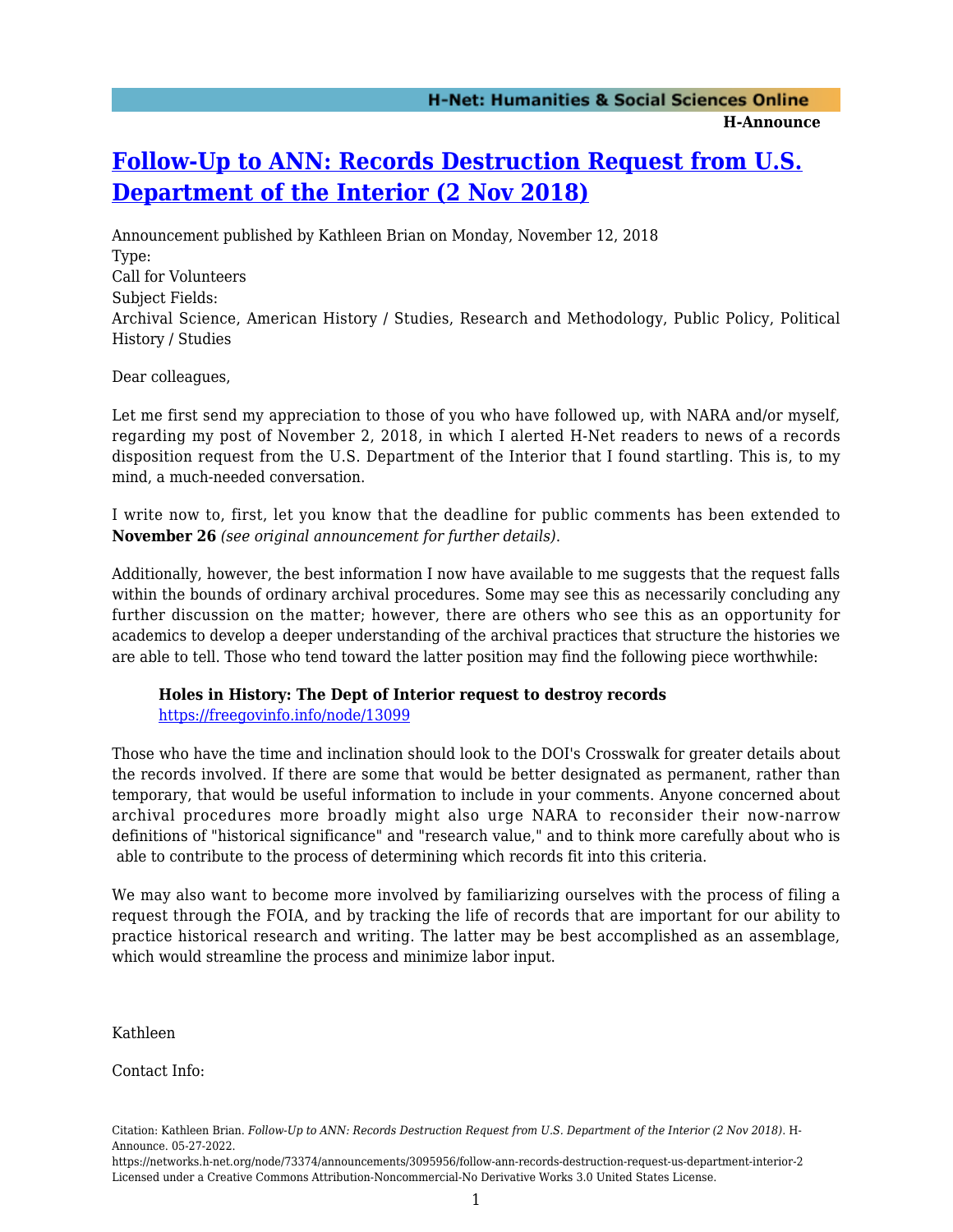# [Follow-Up to ANN: Records Destruction Request from U.S. Department of the Interior (2 Nov 2018)](https://networks.h-net.org/node/73374/announcements/3095956/follow-ann-records-destruction-request-us-department-interior-2)

Announcement published by Kathleen Brian on Monday, November 12, 2018

Type:
Call for Volunteers

Subject Fields:
Archival Science, American History / Studies, Research and Methodology, Public Policy, Political History / Studies

Dear colleagues,

Let me first send my appreciation to those of you who have followed up, with NARA and/or myself, regarding my post of November 2, 2018, in which I alerted H-Net readers to news of a records disposition request from the U.S. Department of the Interior that I found startling. This is, to my mind, a much-needed conversation.

I write now to, first, let you know that the deadline for public comments has been extended to **November 26** *(see original announcement for further details)*.

Additionally, however, the best information I now have available to me suggests that the request falls within the bounds of ordinary archival procedures. Some may see this as necessarily concluding any further discussion on the matter; however, there are others who see this as an opportunity for academics to develop a deeper understanding of the archival practices that structure the histories we are able to tell. Those who tend toward the latter position may find the following piece worthwhile:

> **Holes in History: The Dept of Interior request to destroy records**
> https://freegovinfo.info/node/13099

Those who have the time and inclination should look to the DOI's Crosswalk for greater details about the records involved. If there are some that would be better designated as permanent, rather than temporary, that would be useful information to include in your comments. Anyone concerned about archival procedures more broadly might also urge NARA to reconsider their now-narrow definitions of "historical significance" and "research value," and to think more carefully about who is able to contribute to the process of determining which records fit into this criteria.

We may also want to become more involved by familiarizing ourselves with the process of filing a request through the FOIA, and by tracking the life of records that are important for our ability to practice historical research and writing. The latter may be best accomplished as an assemblage, which would streamline the process and minimize labor input.

Kathleen

Contact Info:

Citation: Kathleen Brian. *Follow-Up to ANN: Records Destruction Request from U.S. Department of the Interior (2 Nov 2018)*. H-Announce. 05-27-2022.
https://networks.h-net.org/node/73374/announcements/3095956/follow-ann-records-destruction-request-us-department-interior-2
Licensed under a Creative Commons Attribution-Noncommercial-No Derivative Works 3.0 United States License.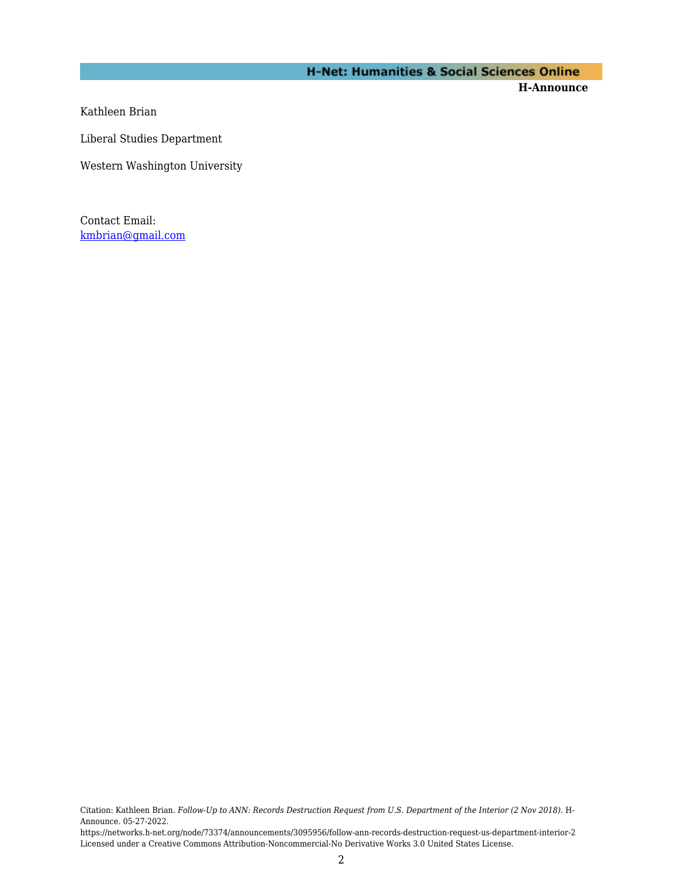Kathleen Brian

Liberal Studies Department

Western Washington University

Contact Email:
kmbrian@gmail.com